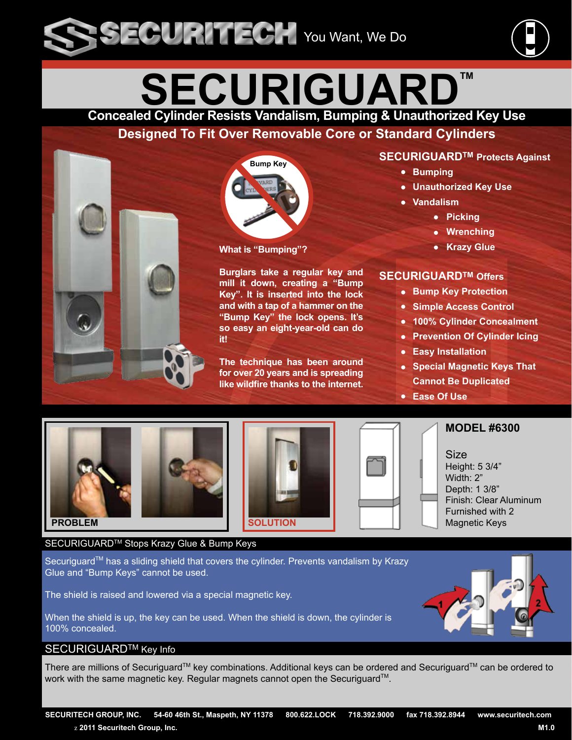# SECURITECH You Want, We Do

# SECURIGUARD™

## Concealed Cylinder Resists Vandalism, Bumping & Unauthorized Key Use

## Designed To Fit Over Removable Core or Standard Cylinders

Bump Key

**What is "Bumping"?**

**Burglars take a regular key and mill it down, creating a "Bump Key". It is inserted into the lock and with a tap of a hammer on the "Bump Key" the lock opens. It's so easy an eight-year-old can do it!**

**The technique has been around for over 20 years and is spreading like wildfire thanks to the internet.**

### SECURIGUARD™ Protects Against

- Bumping
- Unauthorized Key Use
- Vandalism
  - Picking
  - Wrenching
  - Krazy Glue

### SECURIGUARD™ Offers

- Bump Key Protection
- Simple Access Control
- 100% Cylinder Concealment
- Prevention Of Cylinder Icing
- Easy Installation
- Special Magnetic Keys That Cannot Be Duplicated
- Ease Of Use

PROBLEM

SOLUTION

### MODEL #6300

Size
Height: 5 3/4"
Width: 2"
Depth: 1 3/8"
Finish: Clear Aluminum
Furnished with 2 Magnetic Keys

## SECURIGUARD™ Stops Krazy Glue & Bump Keys

Securiguard™ has a sliding shield that covers the cylinder. Prevents vandalism by Krazy Glue and "Bump Keys" cannot be used.

The shield is raised and lowered via a special magnetic key.

When the shield is up, the key can be used. When the shield is down, the cylinder is 100% concealed.

## SECURIGUARD™ Key Info

There are millions of Securiguard™ key combinations. Additional keys can be ordered and Securiguard™ can be ordered to work with the same magnetic key. Regular magnets cannot open the Securiguard™.

**SECURITECH GROUP, INC. 54-60 46th St., Maspeth, NY 11378 800.622.LOCK 718.392.9000 fax 718.392.8944 www.securitech.com**

**© 2011 Securitech Group, Inc. M1.0**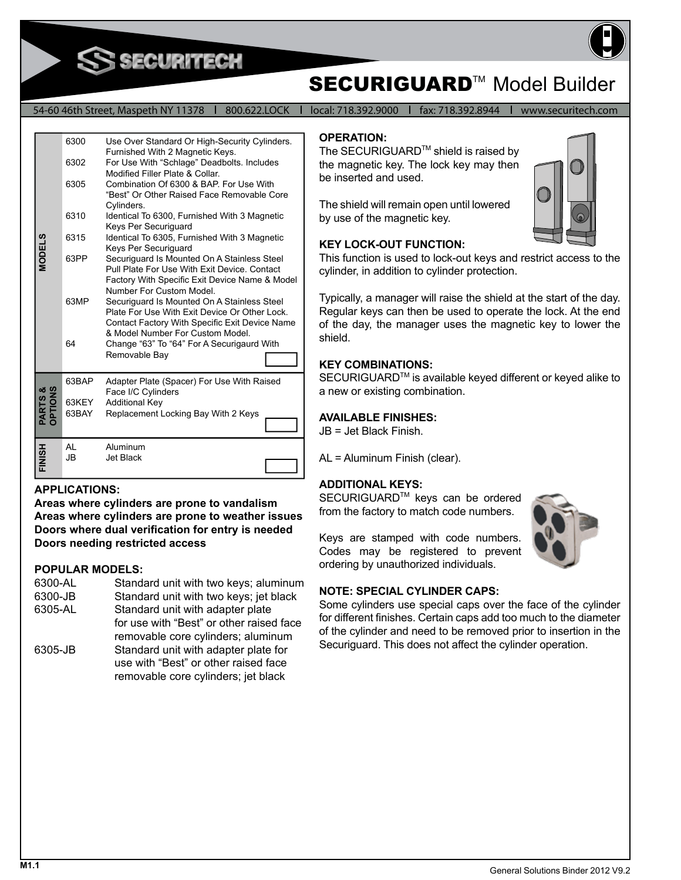# SECURIGUARD™ Model Builder

54-60 46th Street, Maspeth NY 11378 | 800.622.LOCK | local: 718.392.9000 | fax: 718.392.8944 | www.securitech.com

| | | |
|---|---|---|
| MODELS | 6300 | Use Over Standard Or High-Security Cylinders. Furnished With 2 Magnetic Keys. |
| | 6302 | For Use With "Schlage" Deadbolts. Includes Modified Filler Plate & Collar. |
| | 6305 | Combination Of 6300 & BAP. For Use With "Best" Or Other Raised Face Removable Core Cylinders. |
| | 6310 | Identical To 6300, Furnished With 3 Magnetic Keys Per Securiguard |
| | 6315 | Identical To 6305, Furnished With 3 Magnetic Keys Per Securiguard |
| | 63PP | Securiguard Is Mounted On A Stainless Steel Pull Plate For Use With Exit Device. Contact Factory With Specific Exit Device Name & Model Number For Custom Model. |
| | 63MP | Securiguard Is Mounted On A Stainless Steel Plate For Use With Exit Device Or Other Lock. Contact Factory With Specific Exit Device Name & Model Number For Custom Model. |
| | 64 | Change "63" To "64" For A Securigaurd With Removable Bay |
| PARTS & OPTIONS | 63BAP | Adapter Plate (Spacer) For Use With Raised Face I/C Cylinders |
| | 63KEY | Additional Key |
| | 63BAY | Replacement Locking Bay With 2 Keys |
| FINISH | AL | Aluminum |
| | JB | Jet Black |

## APPLICATIONS:

**Areas where cylinders are prone to vandalism**
**Areas where cylinders are prone to weather issues**
**Doors where dual verification for entry is needed**
**Doors needing restricted access**

## POPULAR MODELS:

| | |
|---|---|
| 6300-AL | Standard unit with two keys; aluminum |
| 6300-JB | Standard unit with two keys; jet black |
| 6305-AL | Standard unit with adapter plate for use with "Best" or other raised face removable core cylinders; aluminum |
| 6305-JB | Standard unit with adapter plate for use with "Best" or other raised face removable core cylinders; jet black |

## OPERATION:

The SECURIGUARD™ shield is raised by the magnetic key. The lock key may then be inserted and used.

The shield will remain open until lowered by use of the magnetic key.

## KEY LOCK-OUT FUNCTION:

This function is used to lock-out keys and restrict access to the cylinder, in addition to cylinder protection.

Typically, a manager will raise the shield at the start of the day. Regular keys can then be used to operate the lock. At the end of the day, the manager uses the magnetic key to lower the shield.

## KEY COMBINATIONS:

SECURIGUARD™ is available keyed different or keyed alike to a new or existing combination.

## AVAILABLE FINISHES:

JB = Jet Black Finish.

AL = Aluminum Finish (clear).

## ADDITIONAL KEYS:

SECURIGUARD™ keys can be ordered from the factory to match code numbers.

Keys are stamped with code numbers. Codes may be registered to prevent ordering by unauthorized individuals.

## NOTE: SPECIAL CYLINDER CAPS:

Some cylinders use special caps over the face of the cylinder for different finishes. Certain caps add too much to the diameter of the cylinder and need to be removed prior to insertion in the Securiguard. This does not affect the cylinder operation.